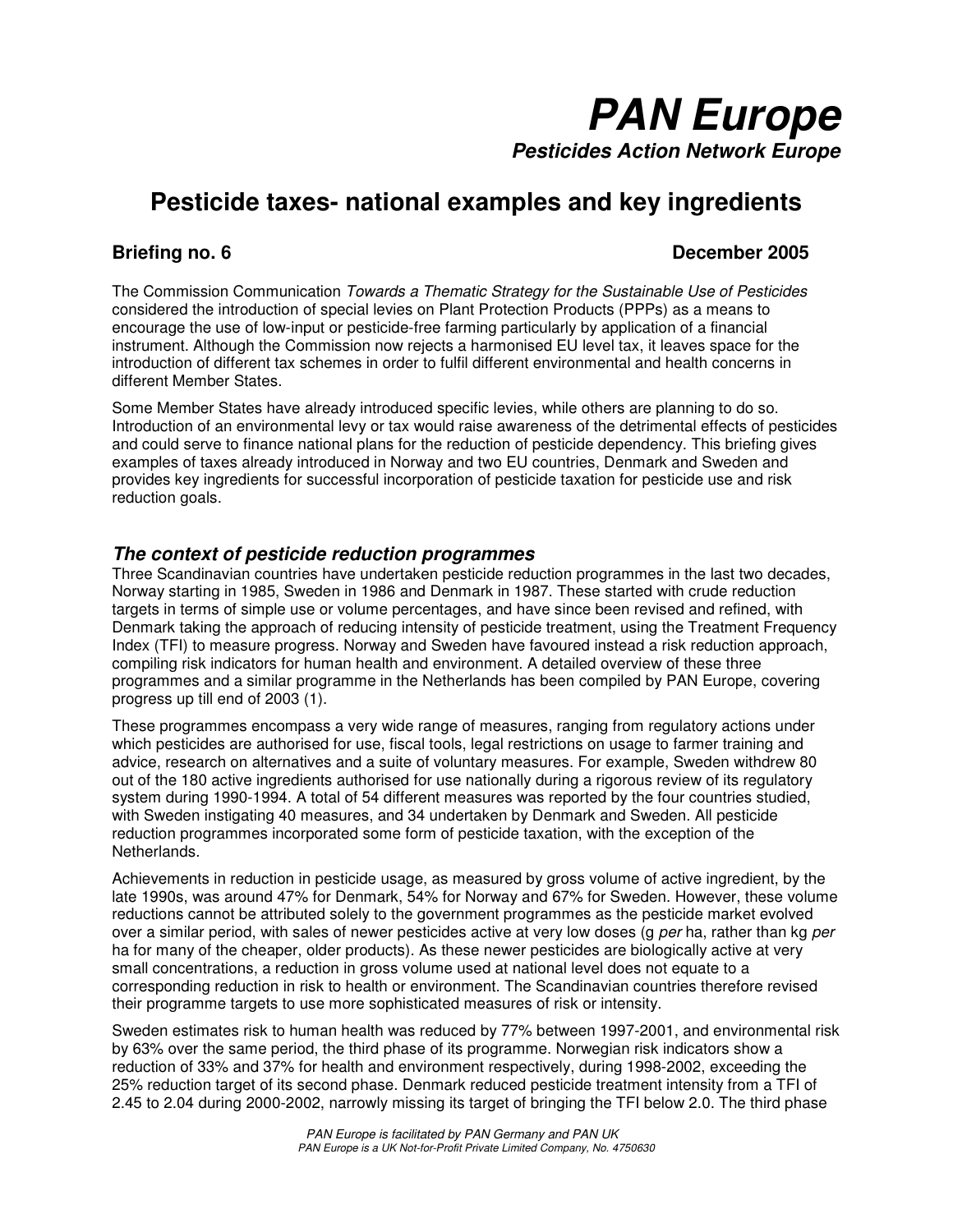# PAN Europe

***Pesticides Action Network Europe***

## Pesticide taxes- national examples and key ingredients

**Briefing no. 6** **December 2005**

The Commission Communication *Towards a Thematic Strategy for the Sustainable Use of Pesticides* considered the introduction of special levies on Plant Protection Products (PPPs) as a means to encourage the use of low-input or pesticide-free farming particularly by application of a financial instrument. Although the Commission now rejects a harmonised EU level tax, it leaves space for the introduction of different tax schemes in order to fulfil different environmental and health concerns in different Member States.

Some Member States have already introduced specific levies, while others are planning to do so. Introduction of an environmental levy or tax would raise awareness of the detrimental effects of pesticides and could serve to finance national plans for the reduction of pesticide dependency. This briefing gives examples of taxes already introduced in Norway and two EU countries, Denmark and Sweden and provides key ingredients for successful incorporation of pesticide taxation for pesticide use and risk reduction goals.

### *The context of pesticide reduction programmes*

Three Scandinavian countries have undertaken pesticide reduction programmes in the last two decades, Norway starting in 1985, Sweden in 1986 and Denmark in 1987. These started with crude reduction targets in terms of simple use or volume percentages, and have since been revised and refined, with Denmark taking the approach of reducing intensity of pesticide treatment, using the Treatment Frequency Index (TFI) to measure progress. Norway and Sweden have favoured instead a risk reduction approach, compiling risk indicators for human health and environment. A detailed overview of these three programmes and a similar programme in the Netherlands has been compiled by PAN Europe, covering progress up till end of 2003 (1).

These programmes encompass a very wide range of measures, ranging from regulatory actions under which pesticides are authorised for use, fiscal tools, legal restrictions on usage to farmer training and advice, research on alternatives and a suite of voluntary measures. For example, Sweden withdrew 80 out of the 180 active ingredients authorised for use nationally during a rigorous review of its regulatory system during 1990-1994. A total of 54 different measures was reported by the four countries studied, with Sweden instigating 40 measures, and 34 undertaken by Denmark and Sweden. All pesticide reduction programmes incorporated some form of pesticide taxation, with the exception of the Netherlands.

Achievements in reduction in pesticide usage, as measured by gross volume of active ingredient, by the late 1990s, was around 47% for Denmark, 54% for Norway and 67% for Sweden. However, these volume reductions cannot be attributed solely to the government programmes as the pesticide market evolved over a similar period, with sales of newer pesticides active at very low doses (g *per* ha, rather than kg *per* ha for many of the cheaper, older products). As these newer pesticides are biologically active at very small concentrations, a reduction in gross volume used at national level does not equate to a corresponding reduction in risk to health or environment. The Scandinavian countries therefore revised their programme targets to use more sophisticated measures of risk or intensity.

Sweden estimates risk to human health was reduced by 77% between 1997-2001, and environmental risk by 63% over the same period, the third phase of its programme. Norwegian risk indicators show a reduction of 33% and 37% for health and environment respectively, during 1998-2002, exceeding the 25% reduction target of its second phase. Denmark reduced pesticide treatment intensity from a TFI of 2.45 to 2.04 during 2000-2002, narrowly missing its target of bringing the TFI below 2.0. The third phase

*PAN Europe is facilitated by PAN Germany and PAN UK*
*PAN Europe is a UK Not-for-Profit Private Limited Company, No. 4750630*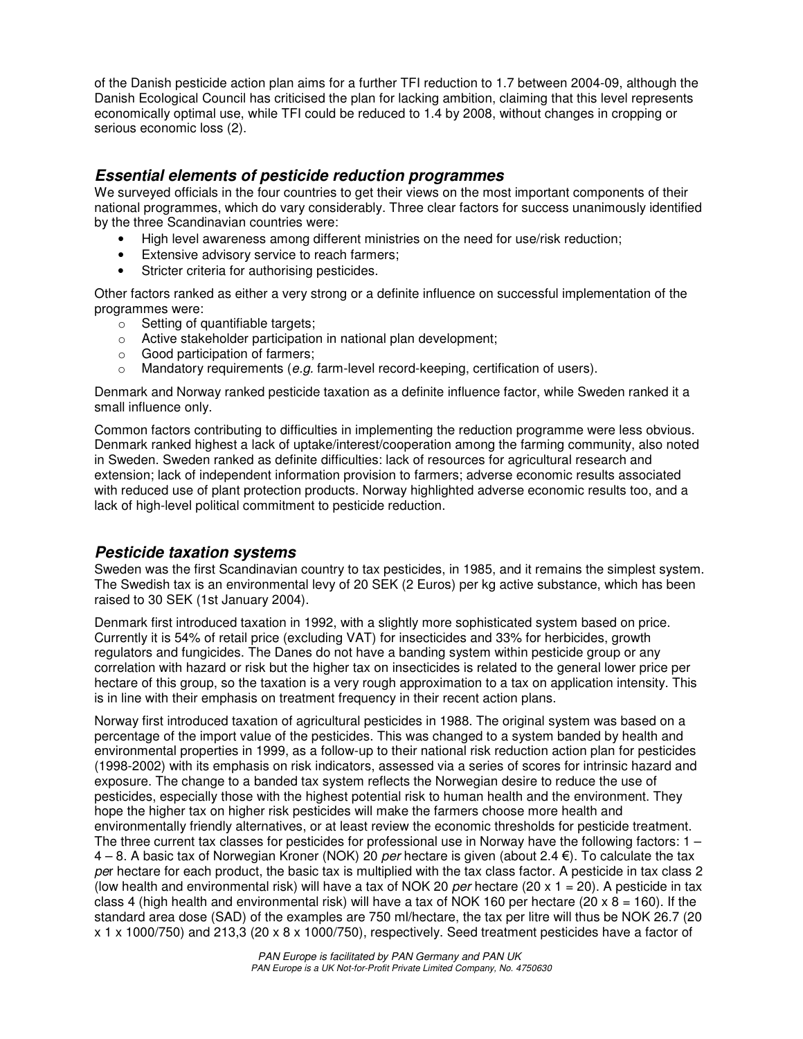of the Danish pesticide action plan aims for a further TFI reduction to 1.7 between 2004-09, although the Danish Ecological Council has criticised the plan for lacking ambition, claiming that this level represents economically optimal use, while TFI could be reduced to 1.4 by 2008, without changes in cropping or serious economic loss (2).

### *Essential elements of pesticide reduction programmes*

We surveyed officials in the four countries to get their views on the most important components of their national programmes, which do vary considerably. Three clear factors for success unanimously identified by the three Scandinavian countries were:

- High level awareness among different ministries on the need for use/risk reduction;
- Extensive advisory service to reach farmers;
- Stricter criteria for authorising pesticides.

Other factors ranked as either a very strong or a definite influence on successful implementation of the programmes were:

- Setting of quantifiable targets;
- Active stakeholder participation in national plan development;
- Good participation of farmers;
- Mandatory requirements (*e.g.* farm-level record-keeping, certification of users).

Denmark and Norway ranked pesticide taxation as a definite influence factor, while Sweden ranked it a small influence only.

Common factors contributing to difficulties in implementing the reduction programme were less obvious. Denmark ranked highest a lack of uptake/interest/cooperation among the farming community, also noted in Sweden. Sweden ranked as definite difficulties: lack of resources for agricultural research and extension; lack of independent information provision to farmers; adverse economic results associated with reduced use of plant protection products. Norway highlighted adverse economic results too, and a lack of high-level political commitment to pesticide reduction.

### *Pesticide taxation systems*

Sweden was the first Scandinavian country to tax pesticides, in 1985, and it remains the simplest system. The Swedish tax is an environmental levy of 20 SEK (2 Euros) per kg active substance, which has been raised to 30 SEK (1st January 2004).

Denmark first introduced taxation in 1992, with a slightly more sophisticated system based on price. Currently it is 54% of retail price (excluding VAT) for insecticides and 33% for herbicides, growth regulators and fungicides. The Danes do not have a banding system within pesticide group or any correlation with hazard or risk but the higher tax on insecticides is related to the general lower price per hectare of this group, so the taxation is a very rough approximation to a tax on application intensity. This is in line with their emphasis on treatment frequency in their recent action plans.

Norway first introduced taxation of agricultural pesticides in 1988. The original system was based on a percentage of the import value of the pesticides. This was changed to a system banded by health and environmental properties in 1999, as a follow-up to their national risk reduction action plan for pesticides (1998-2002) with its emphasis on risk indicators, assessed via a series of scores for intrinsic hazard and exposure. The change to a banded tax system reflects the Norwegian desire to reduce the use of pesticides, especially those with the highest potential risk to human health and the environment. They hope the higher tax on higher risk pesticides will make the farmers choose more health and environmentally friendly alternatives, or at least review the economic thresholds for pesticide treatment. The three current tax classes for pesticides for professional use in Norway have the following factors: 1 – 4 – 8. A basic tax of Norwegian Kroner (NOK) 20 *per* hectare is given (about 2.4 €). To calculate the tax *per* hectare for each product, the basic tax is multiplied with the tax class factor. A pesticide in tax class 2 (low health and environmental risk) will have a tax of NOK 20 *per* hectare (20 x 1 = 20). A pesticide in tax class 4 (high health and environmental risk) will have a tax of NOK 160 per hectare (20 x 8 = 160). If the standard area dose (SAD) of the examples are 750 ml/hectare, the tax per litre will thus be NOK 26.7 (20 x 1 x 1000/750) and 213,3 (20 x 8 x 1000/750), respectively. Seed treatment pesticides have a factor of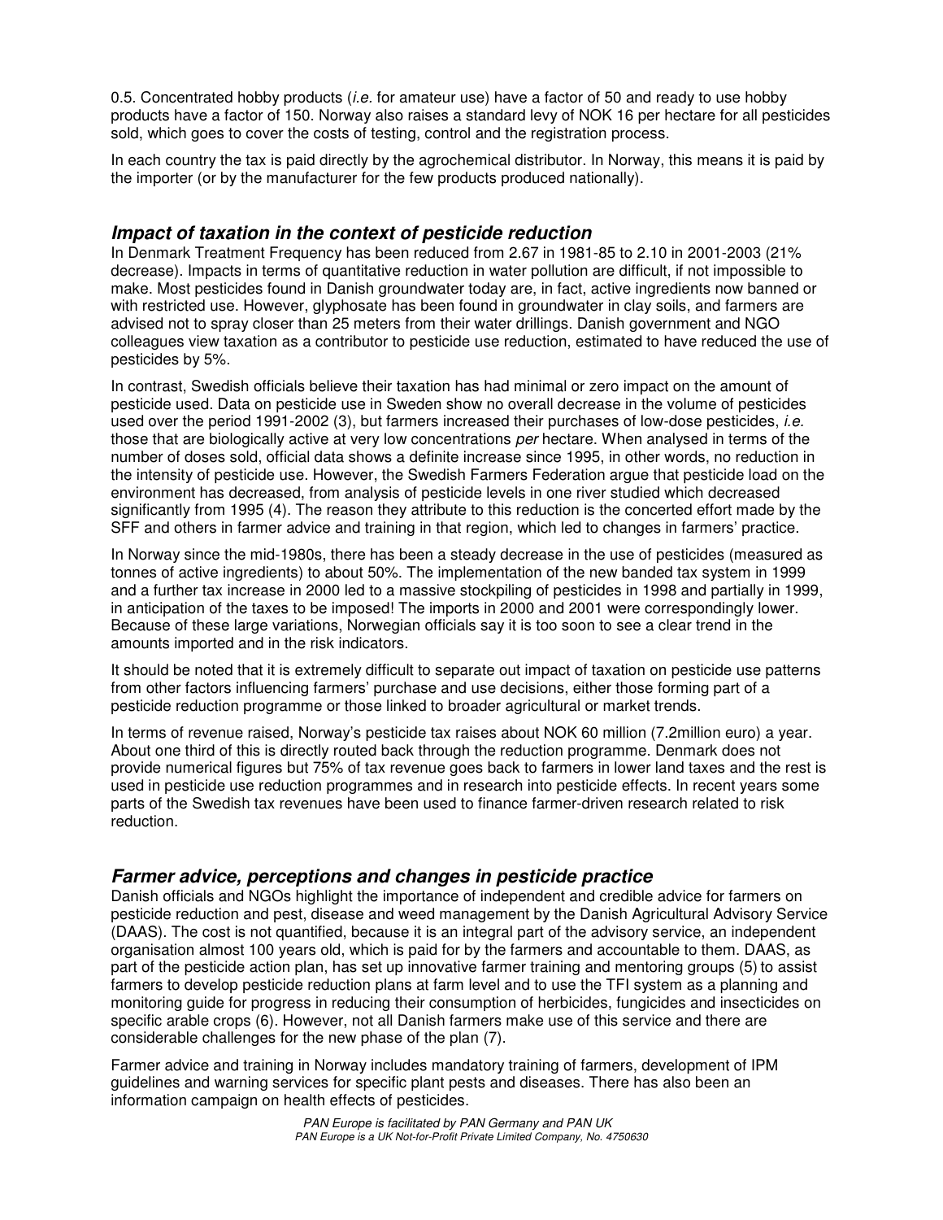0.5. Concentrated hobby products (*i.e.* for amateur use) have a factor of 50 and ready to use hobby products have a factor of 150. Norway also raises a standard levy of NOK 16 per hectare for all pesticides sold, which goes to cover the costs of testing, control and the registration process.

In each country the tax is paid directly by the agrochemical distributor. In Norway, this means it is paid by the importer (or by the manufacturer for the few products produced nationally).

## *Impact of taxation in the context of pesticide reduction*

In Denmark Treatment Frequency has been reduced from 2.67 in 1981-85 to 2.10 in 2001-2003 (21% decrease). Impacts in terms of quantitative reduction in water pollution are difficult, if not impossible to make. Most pesticides found in Danish groundwater today are, in fact, active ingredients now banned or with restricted use. However, glyphosate has been found in groundwater in clay soils, and farmers are advised not to spray closer than 25 meters from their water drillings. Danish government and NGO colleagues view taxation as a contributor to pesticide use reduction, estimated to have reduced the use of pesticides by 5%.

In contrast, Swedish officials believe their taxation has had minimal or zero impact on the amount of pesticide used. Data on pesticide use in Sweden show no overall decrease in the volume of pesticides used over the period 1991-2002 (3), but farmers increased their purchases of low-dose pesticides, *i.e.* those that are biologically active at very low concentrations *per* hectare. When analysed in terms of the number of doses sold, official data shows a definite increase since 1995, in other words, no reduction in the intensity of pesticide use. However, the Swedish Farmers Federation argue that pesticide load on the environment has decreased, from analysis of pesticide levels in one river studied which decreased significantly from 1995 (4). The reason they attribute to this reduction is the concerted effort made by the SFF and others in farmer advice and training in that region, which led to changes in farmers' practice.

In Norway since the mid-1980s, there has been a steady decrease in the use of pesticides (measured as tonnes of active ingredients) to about 50%. The implementation of the new banded tax system in 1999 and a further tax increase in 2000 led to a massive stockpiling of pesticides in 1998 and partially in 1999, in anticipation of the taxes to be imposed! The imports in 2000 and 2001 were correspondingly lower. Because of these large variations, Norwegian officials say it is too soon to see a clear trend in the amounts imported and in the risk indicators.

It should be noted that it is extremely difficult to separate out impact of taxation on pesticide use patterns from other factors influencing farmers' purchase and use decisions, either those forming part of a pesticide reduction programme or those linked to broader agricultural or market trends.

In terms of revenue raised, Norway's pesticide tax raises about NOK 60 million (7.2million euro) a year. About one third of this is directly routed back through the reduction programme. Denmark does not provide numerical figures but 75% of tax revenue goes back to farmers in lower land taxes and the rest is used in pesticide use reduction programmes and in research into pesticide effects. In recent years some parts of the Swedish tax revenues have been used to finance farmer-driven research related to risk reduction.

## *Farmer advice, perceptions and changes in pesticide practice*

Danish officials and NGOs highlight the importance of independent and credible advice for farmers on pesticide reduction and pest, disease and weed management by the Danish Agricultural Advisory Service (DAAS). The cost is not quantified, because it is an integral part of the advisory service, an independent organisation almost 100 years old, which is paid for by the farmers and accountable to them. DAAS, as part of the pesticide action plan, has set up innovative farmer training and mentoring groups (5) to assist farmers to develop pesticide reduction plans at farm level and to use the TFI system as a planning and monitoring guide for progress in reducing their consumption of herbicides, fungicides and insecticides on specific arable crops (6). However, not all Danish farmers make use of this service and there are considerable challenges for the new phase of the plan (7).

Farmer advice and training in Norway includes mandatory training of farmers, development of IPM guidelines and warning services for specific plant pests and diseases. There has also been an information campaign on health effects of pesticides.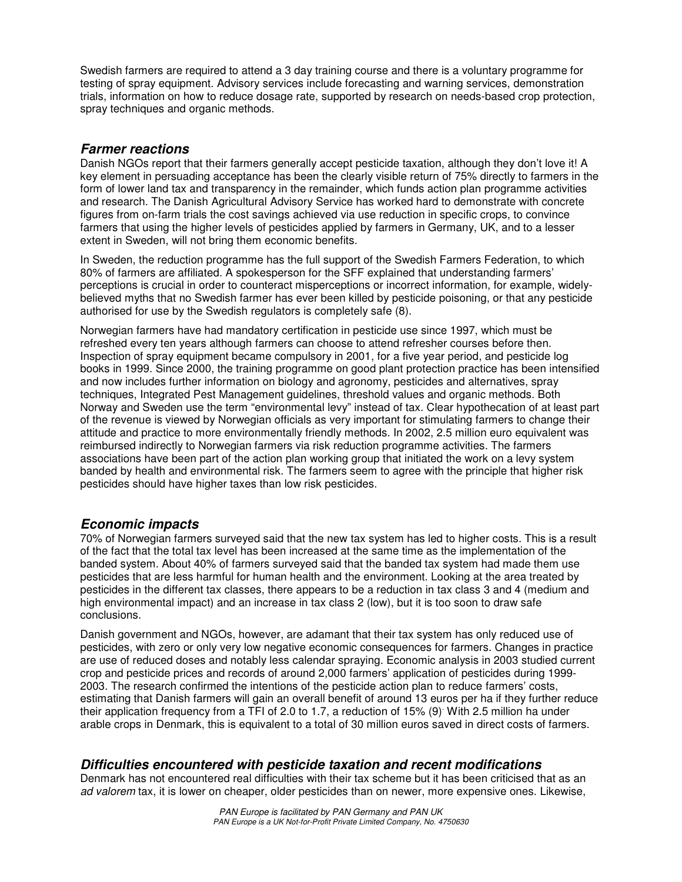Swedish farmers are required to attend a 3 day training course and there is a voluntary programme for testing of spray equipment. Advisory services include forecasting and warning services, demonstration trials, information on how to reduce dosage rate, supported by research on needs-based crop protection, spray techniques and organic methods.

## *Farmer reactions*

Danish NGOs report that their farmers generally accept pesticide taxation, although they don't love it! A key element in persuading acceptance has been the clearly visible return of 75% directly to farmers in the form of lower land tax and transparency in the remainder, which funds action plan programme activities and research. The Danish Agricultural Advisory Service has worked hard to demonstrate with concrete figures from on-farm trials the cost savings achieved via use reduction in specific crops, to convince farmers that using the higher levels of pesticides applied by farmers in Germany, UK, and to a lesser extent in Sweden, will not bring them economic benefits.

In Sweden, the reduction programme has the full support of the Swedish Farmers Federation, to which 80% of farmers are affiliated. A spokesperson for the SFF explained that understanding farmers' perceptions is crucial in order to counteract misperceptions or incorrect information, for example, widely-believed myths that no Swedish farmer has ever been killed by pesticide poisoning, or that any pesticide authorised for use by the Swedish regulators is completely safe (8).

Norwegian farmers have had mandatory certification in pesticide use since 1997, which must be refreshed every ten years although farmers can choose to attend refresher courses before then. Inspection of spray equipment became compulsory in 2001, for a five year period, and pesticide log books in 1999. Since 2000, the training programme on good plant protection practice has been intensified and now includes further information on biology and agronomy, pesticides and alternatives, spray techniques, Integrated Pest Management guidelines, threshold values and organic methods. Both Norway and Sweden use the term "environmental levy" instead of tax. Clear hypothecation of at least part of the revenue is viewed by Norwegian officials as very important for stimulating farmers to change their attitude and practice to more environmentally friendly methods. In 2002, 2.5 million euro equivalent was reimbursed indirectly to Norwegian farmers via risk reduction programme activities. The farmers associations have been part of the action plan working group that initiated the work on a levy system banded by health and environmental risk. The farmers seem to agree with the principle that higher risk pesticides should have higher taxes than low risk pesticides.

## *Economic impacts*

70% of Norwegian farmers surveyed said that the new tax system has led to higher costs. This is a result of the fact that the total tax level has been increased at the same time as the implementation of the banded system. About 40% of farmers surveyed said that the banded tax system had made them use pesticides that are less harmful for human health and the environment. Looking at the area treated by pesticides in the different tax classes, there appears to be a reduction in tax class 3 and 4 (medium and high environmental impact) and an increase in tax class 2 (low), but it is too soon to draw safe conclusions.

Danish government and NGOs, however, are adamant that their tax system has only reduced use of pesticides, with zero or only very low negative economic consequences for farmers. Changes in practice are use of reduced doses and notably less calendar spraying. Economic analysis in 2003 studied current crop and pesticide prices and records of around 2,000 farmers' application of pesticides during 1999-2003. The research confirmed the intentions of the pesticide action plan to reduce farmers' costs, estimating that Danish farmers will gain an overall benefit of around 13 euros per ha if they further reduce their application frequency from a TFI of 2.0 to 1.7, a reduction of 15% (9). With 2.5 million ha under arable crops in Denmark, this is equivalent to a total of 30 million euros saved in direct costs of farmers.

## *Difficulties encountered with pesticide taxation and recent modifications*

Denmark has not encountered real difficulties with their tax scheme but it has been criticised that as an *ad valorem* tax, it is lower on cheaper, older pesticides than on newer, more expensive ones. Likewise,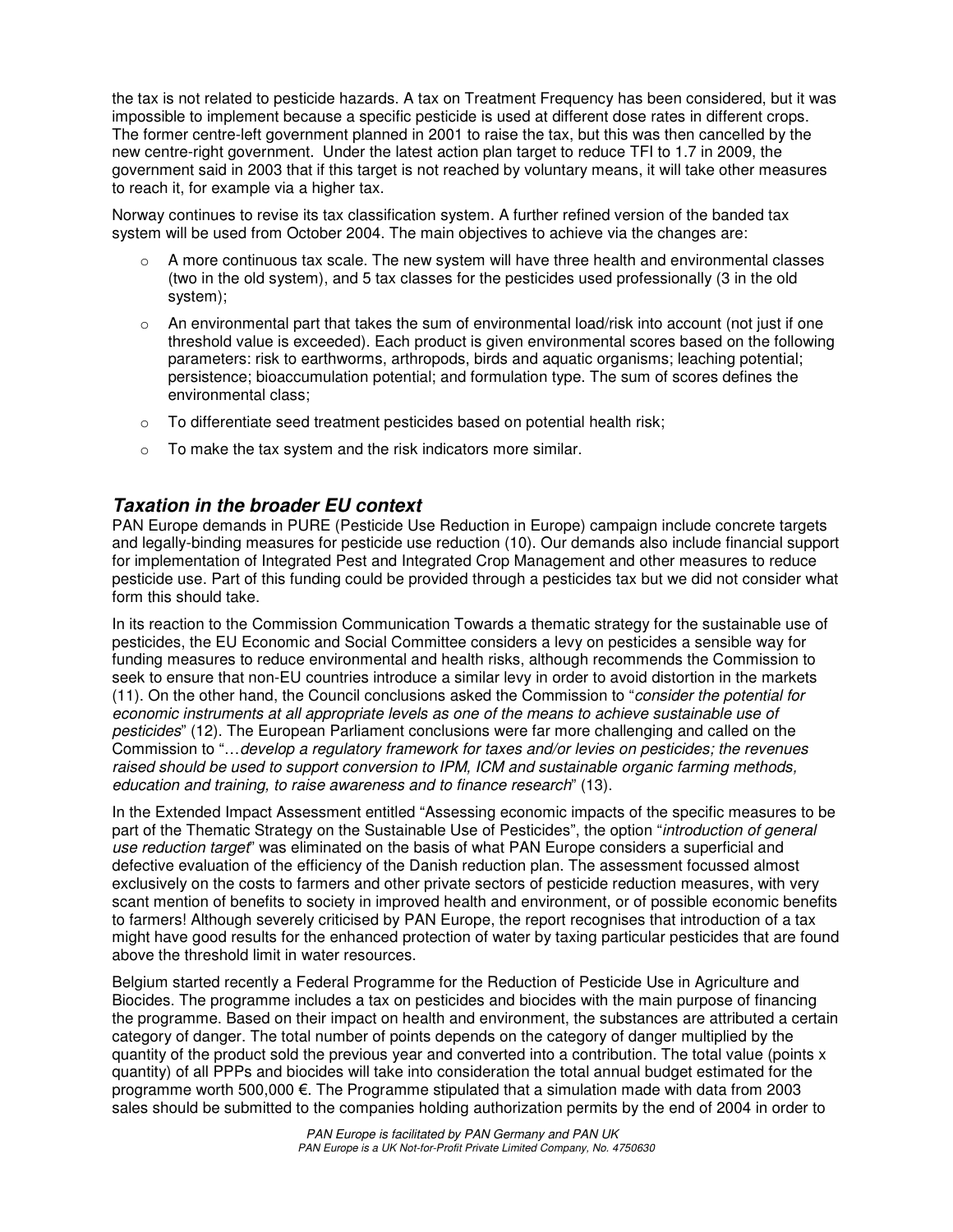the tax is not related to pesticide hazards. A tax on Treatment Frequency has been considered, but it was impossible to implement because a specific pesticide is used at different dose rates in different crops. The former centre-left government planned in 2001 to raise the tax, but this was then cancelled by the new centre-right government. Under the latest action plan target to reduce TFI to 1.7 in 2009, the government said in 2003 that if this target is not reached by voluntary means, it will take other measures to reach it, for example via a higher tax.

Norway continues to revise its tax classification system. A further refined version of the banded tax system will be used from October 2004. The main objectives to achieve via the changes are:

- A more continuous tax scale. The new system will have three health and environmental classes (two in the old system), and 5 tax classes for the pesticides used professionally (3 in the old system);
- An environmental part that takes the sum of environmental load/risk into account (not just if one threshold value is exceeded). Each product is given environmental scores based on the following parameters: risk to earthworms, arthropods, birds and aquatic organisms; leaching potential; persistence; bioaccumulation potential; and formulation type. The sum of scores defines the environmental class;
- To differentiate seed treatment pesticides based on potential health risk;
- To make the tax system and the risk indicators more similar.

## *Taxation in the broader EU context*

PAN Europe demands in PURE (Pesticide Use Reduction in Europe) campaign include concrete targets and legally-binding measures for pesticide use reduction (10). Our demands also include financial support for implementation of Integrated Pest and Integrated Crop Management and other measures to reduce pesticide use. Part of this funding could be provided through a pesticides tax but we did not consider what form this should take.

In its reaction to the Commission Communication Towards a thematic strategy for the sustainable use of pesticides, the EU Economic and Social Committee considers a levy on pesticides a sensible way for funding measures to reduce environmental and health risks, although recommends the Commission to seek to ensure that non-EU countries introduce a similar levy in order to avoid distortion in the markets (11). On the other hand, the Council conclusions asked the Commission to "*consider the potential for economic instruments at all appropriate levels as one of the means to achieve sustainable use of pesticides*" (12). The European Parliament conclusions were far more challenging and called on the Commission to "…*develop a regulatory framework for taxes and/or levies on pesticides; the revenues raised should be used to support conversion to IPM, ICM and sustainable organic farming methods, education and training, to raise awareness and to finance research*" (13).

In the Extended Impact Assessment entitled "Assessing economic impacts of the specific measures to be part of the Thematic Strategy on the Sustainable Use of Pesticides", the option "*introduction of general use reduction target*" was eliminated on the basis of what PAN Europe considers a superficial and defective evaluation of the efficiency of the Danish reduction plan. The assessment focussed almost exclusively on the costs to farmers and other private sectors of pesticide reduction measures, with very scant mention of benefits to society in improved health and environment, or of possible economic benefits to farmers! Although severely criticised by PAN Europe, the report recognises that introduction of a tax might have good results for the enhanced protection of water by taxing particular pesticides that are found above the threshold limit in water resources.

Belgium started recently a Federal Programme for the Reduction of Pesticide Use in Agriculture and Biocides. The programme includes a tax on pesticides and biocides with the main purpose of financing the programme. Based on their impact on health and environment, the substances are attributed a certain category of danger. The total number of points depends on the category of danger multiplied by the quantity of the product sold the previous year and converted into a contribution. The total value (points x quantity) of all PPPs and biocides will take into consideration the total annual budget estimated for the programme worth 500,000 €. The Programme stipulated that a simulation made with data from 2003 sales should be submitted to the companies holding authorization permits by the end of 2004 in order to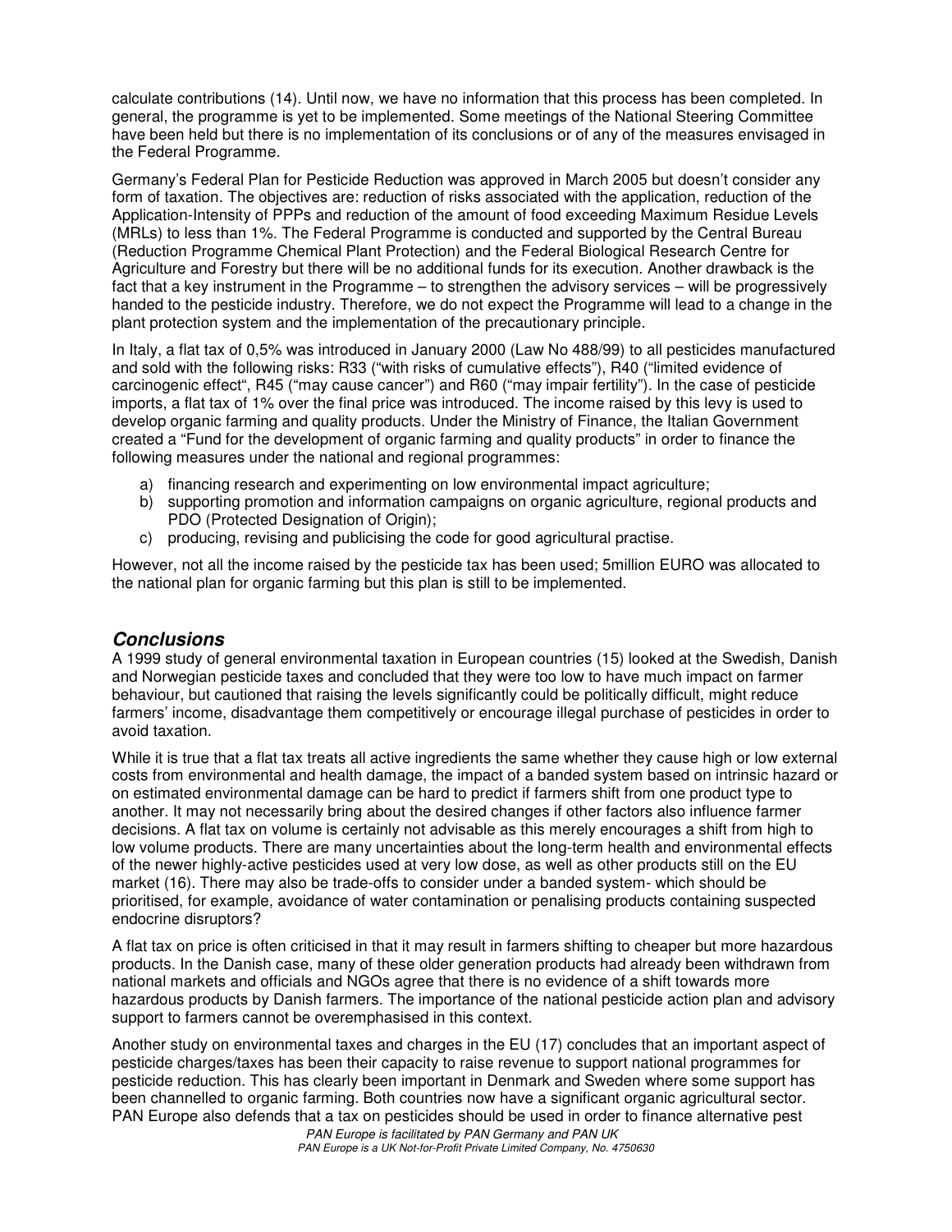calculate contributions (14). Until now, we have no information that this process has been completed. In general, the programme is yet to be implemented. Some meetings of the National Steering Committee have been held but there is no implementation of its conclusions or of any of the measures envisaged in the Federal Programme.

Germany's Federal Plan for Pesticide Reduction was approved in March 2005 but doesn't consider any form of taxation. The objectives are: reduction of risks associated with the application, reduction of the Application-Intensity of PPPs and reduction of the amount of food exceeding Maximum Residue Levels (MRLs) to less than 1%. The Federal Programme is conducted and supported by the Central Bureau (Reduction Programme Chemical Plant Protection) and the Federal Biological Research Centre for Agriculture and Forestry but there will be no additional funds for its execution. Another drawback is the fact that a key instrument in the Programme – to strengthen the advisory services – will be progressively handed to the pesticide industry. Therefore, we do not expect the Programme will lead to a change in the plant protection system and the implementation of the precautionary principle.

In Italy, a flat tax of 0,5% was introduced in January 2000 (Law No 488/99) to all pesticides manufactured and sold with the following risks: R33 ("with risks of cumulative effects"), R40 ("limited evidence of carcinogenic effect", R45 ("may cause cancer") and R60 ("may impair fertility"). In the case of pesticide imports, a flat tax of 1% over the final price was introduced. The income raised by this levy is used to develop organic farming and quality products. Under the Ministry of Finance, the Italian Government created a "Fund for the development of organic farming and quality products" in order to finance the following measures under the national and regional programmes:

a) financing research and experimenting on low environmental impact agriculture;
b) supporting promotion and information campaigns on organic agriculture, regional products and PDO (Protected Designation of Origin);
c) producing, revising and publicising the code for good agricultural practise.

However, not all the income raised by the pesticide tax has been used; 5million EURO was allocated to the national plan for organic farming but this plan is still to be implemented.

## *Conclusions*

A 1999 study of general environmental taxation in European countries (15) looked at the Swedish, Danish and Norwegian pesticide taxes and concluded that they were too low to have much impact on farmer behaviour, but cautioned that raising the levels significantly could be politically difficult, might reduce farmers' income, disadvantage them competitively or encourage illegal purchase of pesticides in order to avoid taxation.

While it is true that a flat tax treats all active ingredients the same whether they cause high or low external costs from environmental and health damage, the impact of a banded system based on intrinsic hazard or on estimated environmental damage can be hard to predict if farmers shift from one product type to another. It may not necessarily bring about the desired changes if other factors also influence farmer decisions. A flat tax on volume is certainly not advisable as this merely encourages a shift from high to low volume products. There are many uncertainties about the long-term health and environmental effects of the newer highly-active pesticides used at very low dose, as well as other products still on the EU market (16). There may also be trade-offs to consider under a banded system- which should be prioritised, for example, avoidance of water contamination or penalising products containing suspected endocrine disruptors?

A flat tax on price is often criticised in that it may result in farmers shifting to cheaper but more hazardous products. In the Danish case, many of these older generation products had already been withdrawn from national markets and officials and NGOs agree that there is no evidence of a shift towards more hazardous products by Danish farmers. The importance of the national pesticide action plan and advisory support to farmers cannot be overemphasised in this context.

Another study on environmental taxes and charges in the EU (17) concludes that an important aspect of pesticide charges/taxes has been their capacity to raise revenue to support national programmes for pesticide reduction. This has clearly been important in Denmark and Sweden where some support has been channelled to organic farming. Both countries now have a significant organic agricultural sector. PAN Europe also defends that a tax on pesticides should be used in order to finance alternative pest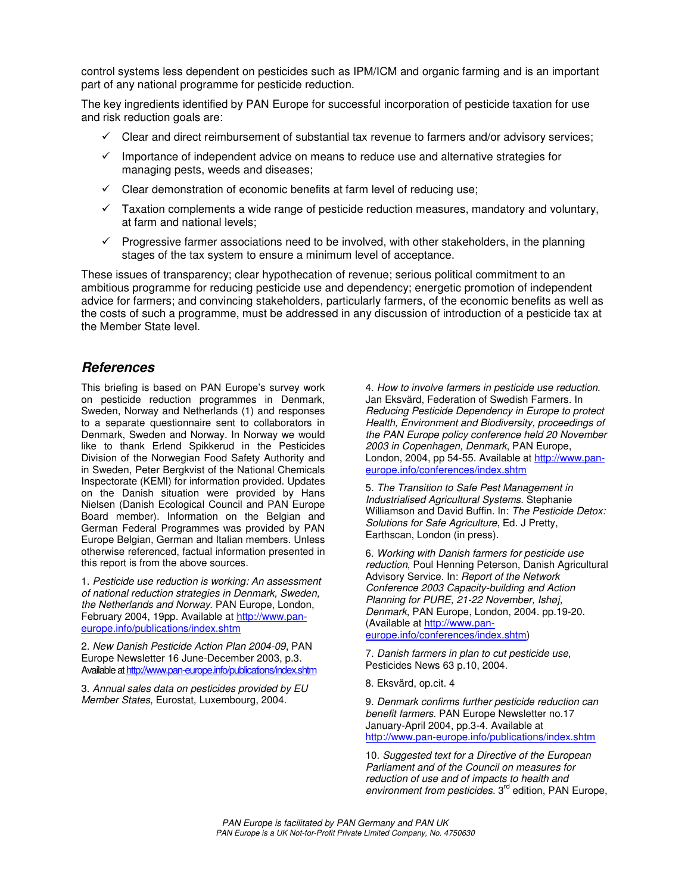control systems less dependent on pesticides such as IPM/ICM and organic farming and is an important part of any national programme for pesticide reduction.

The key ingredients identified by PAN Europe for successful incorporation of pesticide taxation for use and risk reduction goals are:

- ✓ Clear and direct reimbursement of substantial tax revenue to farmers and/or advisory services;
- ✓ Importance of independent advice on means to reduce use and alternative strategies for managing pests, weeds and diseases;
- ✓ Clear demonstration of economic benefits at farm level of reducing use;
- ✓ Taxation complements a wide range of pesticide reduction measures, mandatory and voluntary, at farm and national levels;
- ✓ Progressive farmer associations need to be involved, with other stakeholders, in the planning stages of the tax system to ensure a minimum level of acceptance.

These issues of transparency; clear hypothecation of revenue; serious political commitment to an ambitious programme for reducing pesticide use and dependency; energetic promotion of independent advice for farmers; and convincing stakeholders, particularly farmers, of the economic benefits as well as the costs of such a programme, must be addressed in any discussion of introduction of a pesticide tax at the Member State level.

## References

This briefing is based on PAN Europe's survey work on pesticide reduction programmes in Denmark, Sweden, Norway and Netherlands (1) and responses to a separate questionnaire sent to collaborators in Denmark, Sweden and Norway. In Norway we would like to thank Erlend Spikkerud in the Pesticides Division of the Norwegian Food Safety Authority and in Sweden, Peter Bergkvist of the National Chemicals Inspectorate (KEMI) for information provided. Updates on the Danish situation were provided by Hans Nielsen (Danish Ecological Council and PAN Europe Board member). Information on the Belgian and German Federal Programmes was provided by PAN Europe Belgian, German and Italian members. Unless otherwise referenced, factual information presented in this report is from the above sources.

1. *Pesticide use reduction is working: An assessment of national reduction strategies in Denmark, Sweden, the Netherlands and Norway*. PAN Europe, London, February 2004, 19pp. Available at http://www.pan-europe.info/publications/index.shtm

2. *New Danish Pesticide Action Plan 2004-09*, PAN Europe Newsletter 16 June-December 2003, p.3. Available at http://www.pan-europe.info/publications/index.shtm

3. *Annual sales data on pesticides provided by EU Member States*, Eurostat, Luxembourg, 2004.

4. *How to involve farmers in pesticide use reduction*. Jan Eksvärd, Federation of Swedish Farmers. In *Reducing Pesticide Dependency in Europe to protect Health, Environment and Biodiversity, proceedings of the PAN Europe policy conference held 20 November 2003 in Copenhagen, Denmark*, PAN Europe, London, 2004, pp 54-55. Available at http://www.pan-europe.info/conferences/index.shtm

5. *The Transition to Safe Pest Management in Industrialised Agricultural Systems.* Stephanie Williamson and David Buffin. In: *The Pesticide Detox: Solutions for Safe Agriculture*, Ed. J Pretty, Earthscan, London (in press).

6. *Working with Danish farmers for pesticide use reduction*, Poul Henning Peterson, Danish Agricultural Advisory Service. In: *Report of the Network Conference 2003 Capacity-building and Action Planning for PURE, 21-22 November, Ishøj, Denmark*, PAN Europe, London, 2004. pp.19-20. (Available at http://www.pan-europe.info/conferences/index.shtm)

7. *Danish farmers in plan to cut pesticide use*, Pesticides News 63 p.10, 2004.

8. Eksvärd, op.cit. 4

9. *Denmark confirms further pesticide reduction can benefit farmers.* PAN Europe Newsletter no.17 January-April 2004, pp.3-4. Available at http://www.pan-europe.info/publications/index.shtm

10. *Suggested text for a Directive of the European Parliament and of the Council on measures for reduction of use and of impacts to health and environment from pesticides.* 3rd edition, PAN Europe,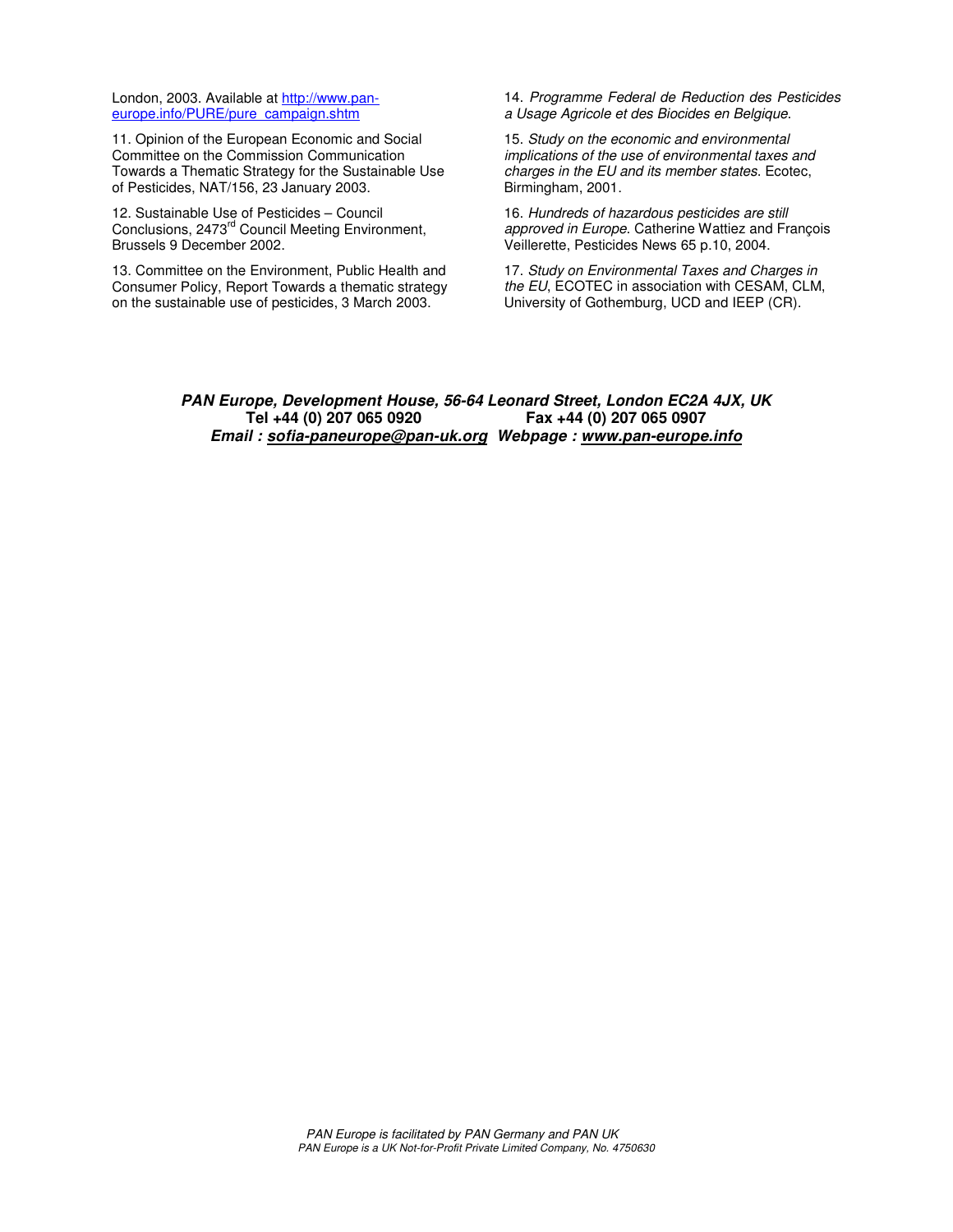London, 2003. Available at http://www.pan-europe.info/PURE/pure_campaign.shtm

11. Opinion of the European Economic and Social Committee on the Commission Communication Towards a Thematic Strategy for the Sustainable Use of Pesticides, NAT/156, 23 January 2003.

12. Sustainable Use of Pesticides – Council Conclusions, 2473rd Council Meeting Environment, Brussels 9 December 2002.

13. Committee on the Environment, Public Health and Consumer Policy, Report Towards a thematic strategy on the sustainable use of pesticides, 3 March 2003.

14. *Programme Federal de Reduction des Pesticides a Usage Agricole et des Biocides en Belgique.*

15. *Study on the economic and environmental implications of the use of environmental taxes and charges in the EU and its member states.* Ecotec, Birmingham, 2001.

16. *Hundreds of hazardous pesticides are still approved in Europe*. Catherine Wattiez and François Veillerette, Pesticides News 65 p.10, 2004.

17. *Study on Environmental Taxes and Charges in the EU*, ECOTEC in association with CESAM, CLM, University of Gothemburg, UCD and IEEP (CR).

***PAN Europe, Development House, 56-64 Leonard Street, London EC2A 4JX, UK***
**Tel +44 (0) 207 065 0920 Fax +44 (0) 207 065 0907**
***Email : sofia-paneurope@pan-uk.org Webpage : www.pan-europe.info***

*PAN Europe is facilitated by PAN Germany and PAN UK*
*PAN Europe is a UK Not-for-Profit Private Limited Company, No. 4750630*